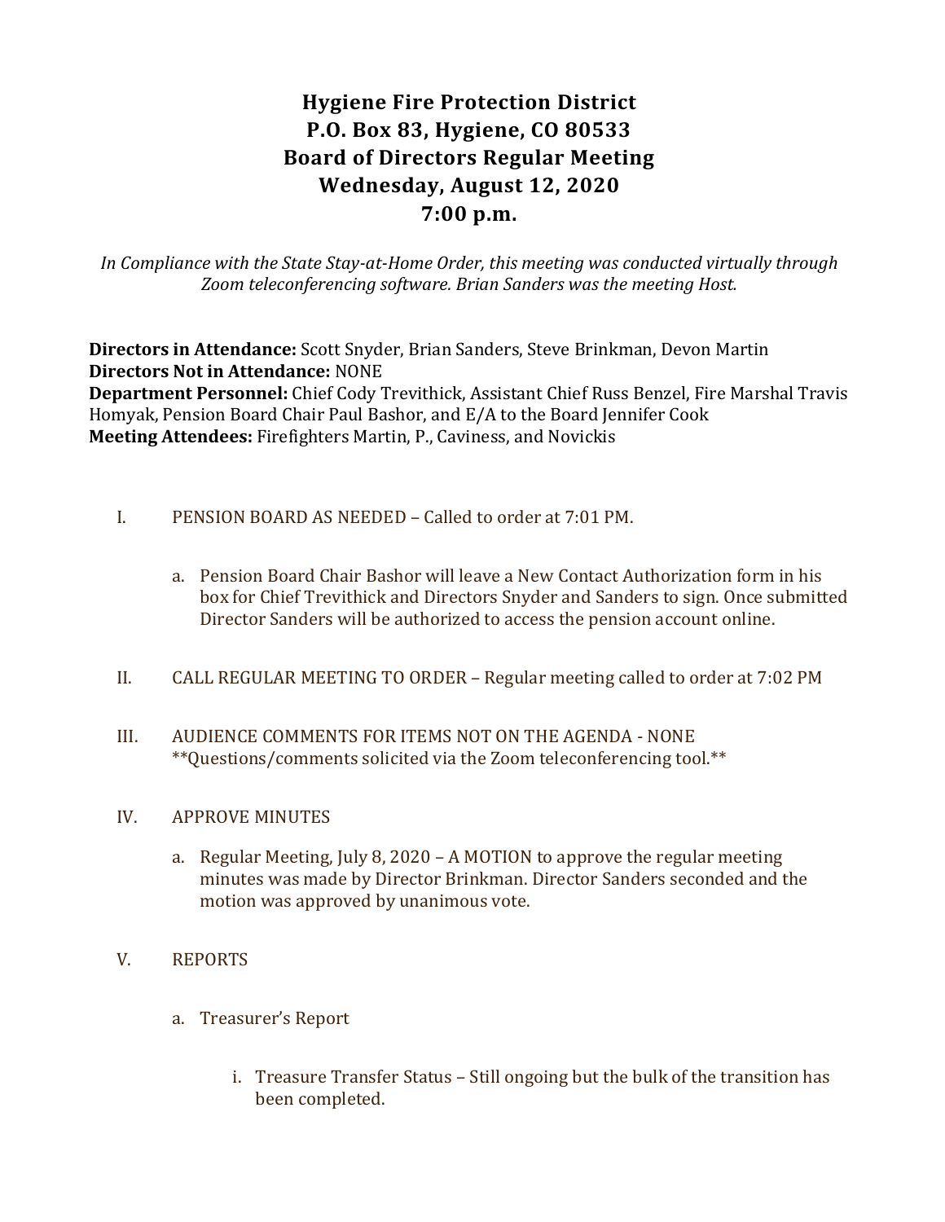# Hygiene Fire Protection District
# P.O. Box 83, Hygiene, CO 80533
# Board of Directors Regular Meeting
# Wednesday, August 12, 2020
# 7:00 p.m.

*In Compliance with the State Stay-at-Home Order, this meeting was conducted virtually through Zoom teleconferencing software. Brian Sanders was the meeting Host.*

**Directors in Attendance:** Scott Snyder, Brian Sanders, Steve Brinkman, Devon Martin
**Directors Not in Attendance:** NONE
**Department Personnel:** Chief Cody Trevithick, Assistant Chief Russ Benzel, Fire Marshal Travis Homyak, Pension Board Chair Paul Bashor, and E/A to the Board Jennifer Cook
**Meeting Attendees:** Firefighters Martin, P., Caviness, and Novickis

I. PENSION BOARD AS NEEDED – Called to order at 7:01 PM.

   a. Pension Board Chair Bashor will leave a New Contact Authorization form in his box for Chief Trevithick and Directors Snyder and Sanders to sign. Once submitted Director Sanders will be authorized to access the pension account online.

II. CALL REGULAR MEETING TO ORDER – Regular meeting called to order at 7:02 PM

III. AUDIENCE COMMENTS FOR ITEMS NOT ON THE AGENDA - NONE
**Questions/comments solicited via the Zoom teleconferencing tool.**

IV. APPROVE MINUTES

   a. Regular Meeting, July 8, 2020 – A MOTION to approve the regular meeting minutes was made by Director Brinkman. Director Sanders seconded and the motion was approved by unanimous vote.

V. REPORTS

   a. Treasurer's Report

      i. Treasure Transfer Status – Still ongoing but the bulk of the transition has been completed.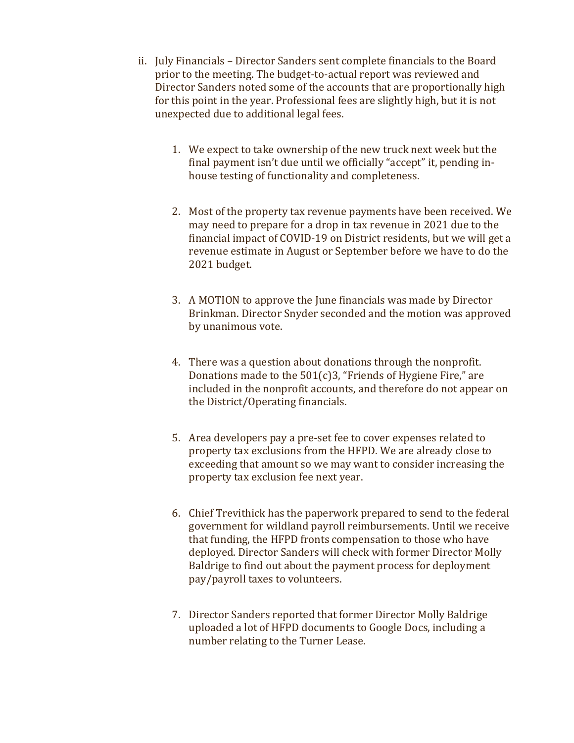ii. July Financials – Director Sanders sent complete financials to the Board prior to the meeting. The budget-to-actual report was reviewed and Director Sanders noted some of the accounts that are proportionally high for this point in the year. Professional fees are slightly high, but it is not unexpected due to additional legal fees.

  1. We expect to take ownership of the new truck next week but the final payment isn't due until we officially "accept" it, pending in-house testing of functionality and completeness.

  2. Most of the property tax revenue payments have been received. We may need to prepare for a drop in tax revenue in 2021 due to the financial impact of COVID-19 on District residents, but we will get a revenue estimate in August or September before we have to do the 2021 budget.

  3. A MOTION to approve the June financials was made by Director Brinkman. Director Snyder seconded and the motion was approved by unanimous vote.

  4. There was a question about donations through the nonprofit. Donations made to the 501(c)3, "Friends of Hygiene Fire," are included in the nonprofit accounts, and therefore do not appear on the District/Operating financials.

  5. Area developers pay a pre-set fee to cover expenses related to property tax exclusions from the HFPD. We are already close to exceeding that amount so we may want to consider increasing the property tax exclusion fee next year.

  6. Chief Trevithick has the paperwork prepared to send to the federal government for wildland payroll reimbursements. Until we receive that funding, the HFPD fronts compensation to those who have deployed. Director Sanders will check with former Director Molly Baldrige to find out about the payment process for deployment pay/payroll taxes to volunteers.

  7. Director Sanders reported that former Director Molly Baldrige uploaded a lot of HFPD documents to Google Docs, including a number relating to the Turner Lease.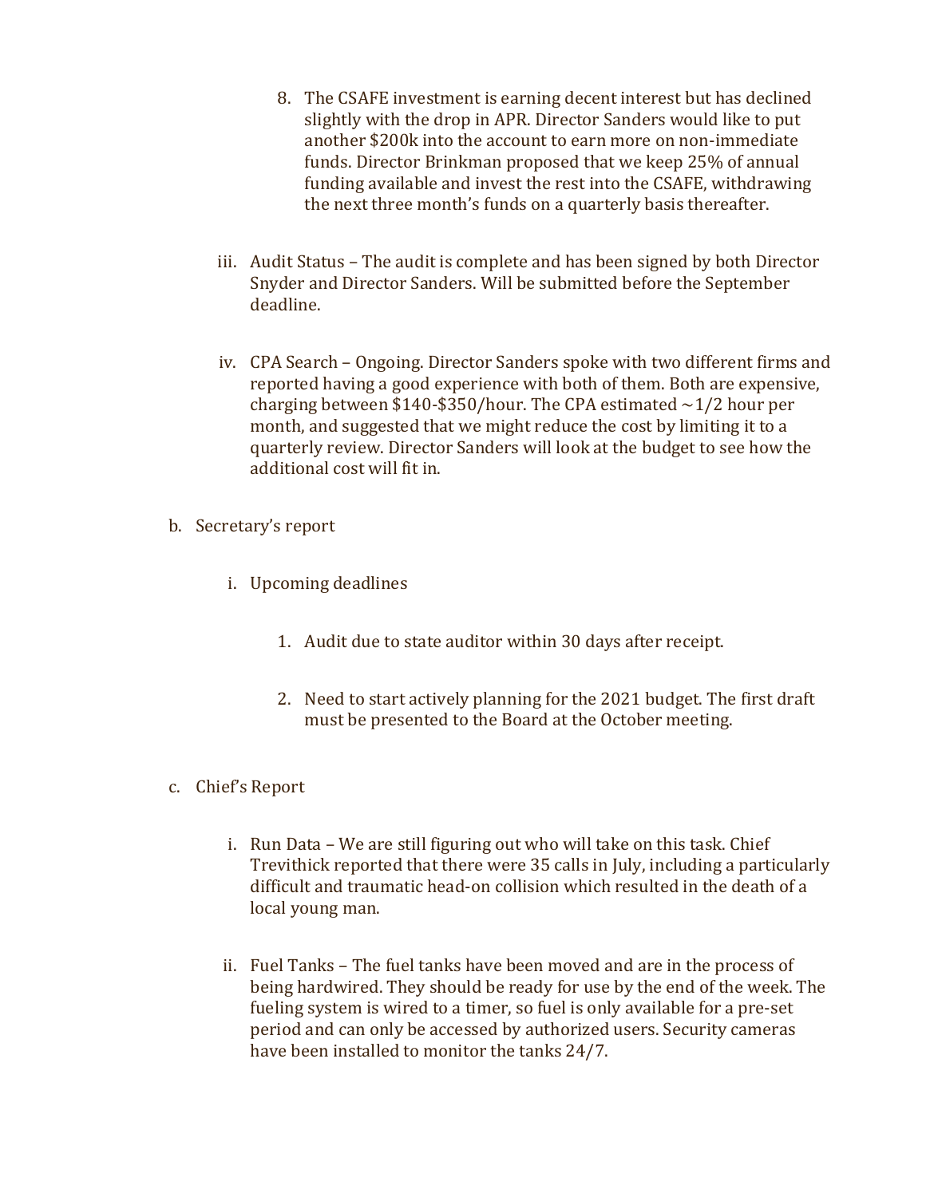8. The CSAFE investment is earning decent interest but has declined slightly with the drop in APR. Director Sanders would like to put another $200k into the account to earn more on non-immediate funds. Director Brinkman proposed that we keep 25% of annual funding available and invest the rest into the CSAFE, withdrawing the next three month's funds on a quarterly basis thereafter.

iii. Audit Status – The audit is complete and has been signed by both Director Snyder and Director Sanders. Will be submitted before the September deadline.

iv. CPA Search – Ongoing. Director Sanders spoke with two different firms and reported having a good experience with both of them. Both are expensive, charging between $140-$350/hour. The CPA estimated ~1/2 hour per month, and suggested that we might reduce the cost by limiting it to a quarterly review. Director Sanders will look at the budget to see how the additional cost will fit in.

b. Secretary's report

i. Upcoming deadlines

1. Audit due to state auditor within 30 days after receipt.

2. Need to start actively planning for the 2021 budget. The first draft must be presented to the Board at the October meeting.

c. Chief's Report

i. Run Data – We are still figuring out who will take on this task. Chief Trevithick reported that there were 35 calls in July, including a particularly difficult and traumatic head-on collision which resulted in the death of a local young man.

ii. Fuel Tanks – The fuel tanks have been moved and are in the process of being hardwired. They should be ready for use by the end of the week. The fueling system is wired to a timer, so fuel is only available for a pre-set period and can only be accessed by authorized users. Security cameras have been installed to monitor the tanks 24/7.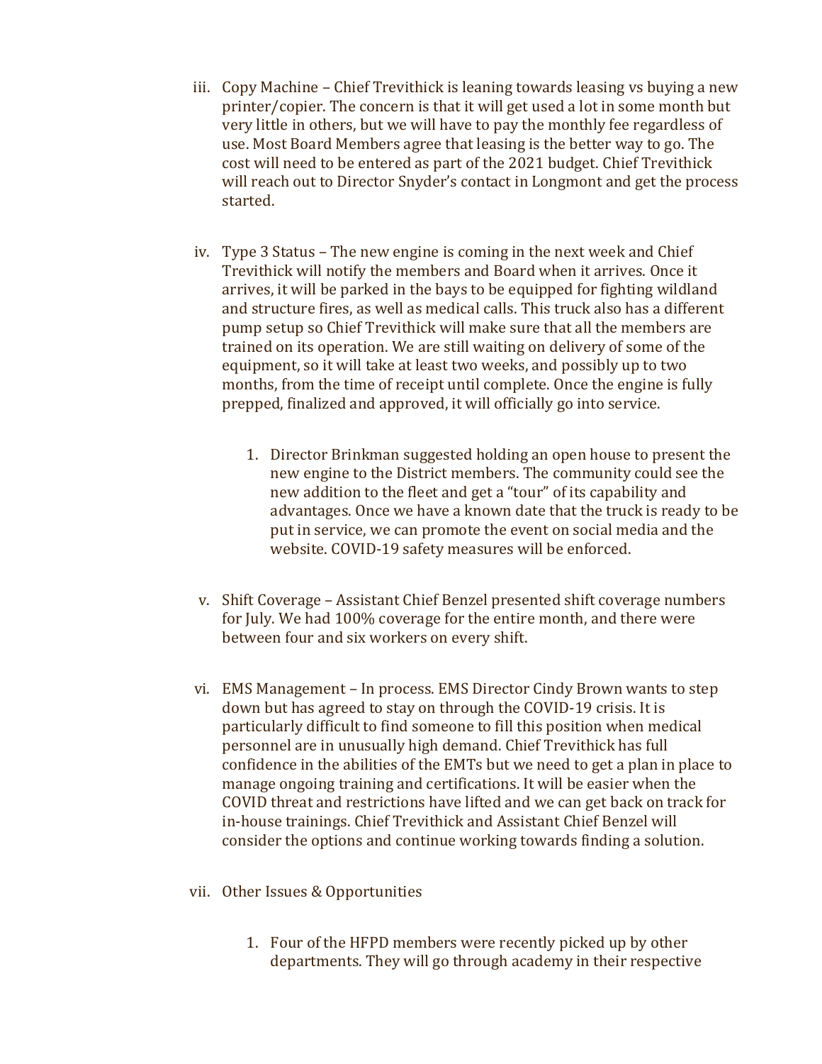iii. Copy Machine – Chief Trevithick is leaning towards leasing vs buying a new printer/copier. The concern is that it will get used a lot in some month but very little in others, but we will have to pay the monthly fee regardless of use. Most Board Members agree that leasing is the better way to go. The cost will need to be entered as part of the 2021 budget. Chief Trevithick will reach out to Director Snyder's contact in Longmont and get the process started.

iv. Type 3 Status – The new engine is coming in the next week and Chief Trevithick will notify the members and Board when it arrives. Once it arrives, it will be parked in the bays to be equipped for fighting wildland and structure fires, as well as medical calls. This truck also has a different pump setup so Chief Trevithick will make sure that all the members are trained on its operation. We are still waiting on delivery of some of the equipment, so it will take at least two weeks, and possibly up to two months, from the time of receipt until complete. Once the engine is fully prepped, finalized and approved, it will officially go into service.

   1. Director Brinkman suggested holding an open house to present the new engine to the District members. The community could see the new addition to the fleet and get a "tour" of its capability and advantages. Once we have a known date that the truck is ready to be put in service, we can promote the event on social media and the website. COVID-19 safety measures will be enforced.

v. Shift Coverage – Assistant Chief Benzel presented shift coverage numbers for July. We had 100% coverage for the entire month, and there were between four and six workers on every shift.

vi. EMS Management – In process. EMS Director Cindy Brown wants to step down but has agreed to stay on through the COVID-19 crisis. It is particularly difficult to find someone to fill this position when medical personnel are in unusually high demand. Chief Trevithick has full confidence in the abilities of the EMTs but we need to get a plan in place to manage ongoing training and certifications. It will be easier when the COVID threat and restrictions have lifted and we can get back on track for in-house trainings. Chief Trevithick and Assistant Chief Benzel will consider the options and continue working towards finding a solution.

vii. Other Issues & Opportunities

   1. Four of the HFPD members were recently picked up by other departments. They will go through academy in their respective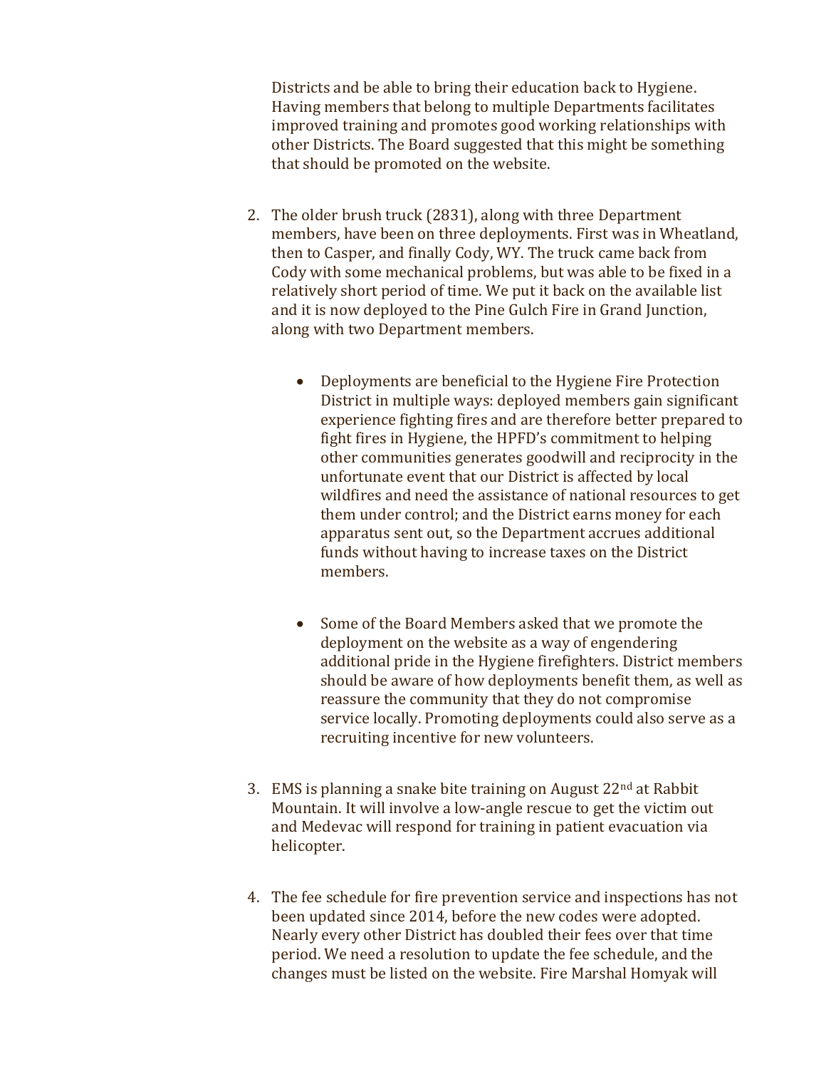Districts and be able to bring their education back to Hygiene. Having members that belong to multiple Departments facilitates improved training and promotes good working relationships with other Districts. The Board suggested that this might be something that should be promoted on the website.

2. The older brush truck (2831), along with three Department members, have been on three deployments. First was in Wheatland, then to Casper, and finally Cody, WY. The truck came back from Cody with some mechanical problems, but was able to be fixed in a relatively short period of time. We put it back on the available list and it is now deployed to the Pine Gulch Fire in Grand Junction, along with two Department members.

    - Deployments are beneficial to the Hygiene Fire Protection District in multiple ways: deployed members gain significant experience fighting fires and are therefore better prepared to fight fires in Hygiene, the HPFD's commitment to helping other communities generates goodwill and reciprocity in the unfortunate event that our District is affected by local wildfires and need the assistance of national resources to get them under control; and the District earns money for each apparatus sent out, so the Department accrues additional funds without having to increase taxes on the District members.

    - Some of the Board Members asked that we promote the deployment on the website as a way of engendering additional pride in the Hygiene firefighters. District members should be aware of how deployments benefit them, as well as reassure the community that they do not compromise service locally. Promoting deployments could also serve as a recruiting incentive for new volunteers.

3. EMS is planning a snake bite training on August 22nd at Rabbit Mountain. It will involve a low-angle rescue to get the victim out and Medevac will respond for training in patient evacuation via helicopter.

4. The fee schedule for fire prevention service and inspections has not been updated since 2014, before the new codes were adopted. Nearly every other District has doubled their fees over that time period. We need a resolution to update the fee schedule, and the changes must be listed on the website. Fire Marshal Homyak will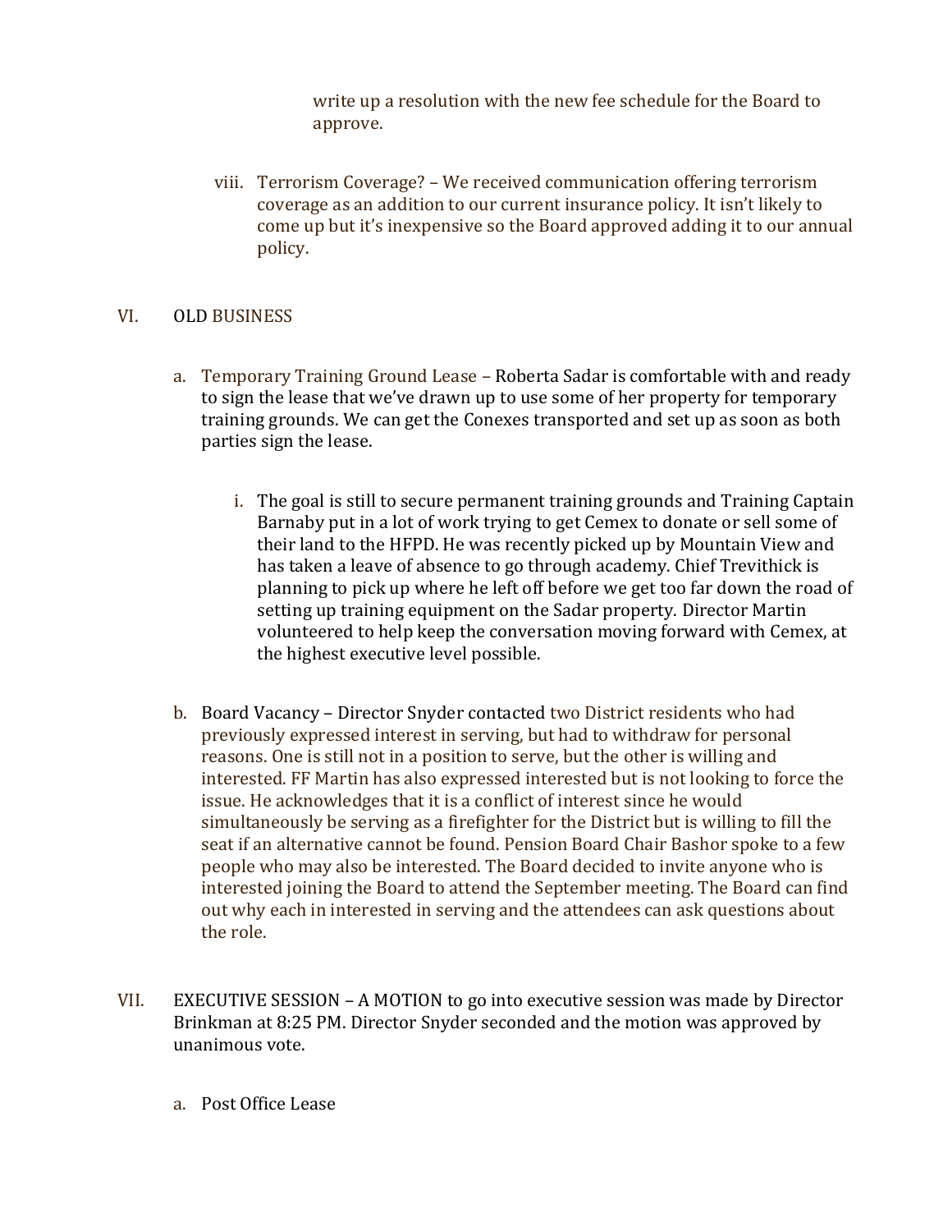write up a resolution with the new fee schedule for the Board to approve.

viii. Terrorism Coverage? – We received communication offering terrorism coverage as an addition to our current insurance policy. It isn't likely to come up but it's inexpensive so the Board approved adding it to our annual policy.

VI. OLD BUSINESS

a. Temporary Training Ground Lease – Roberta Sadar is comfortable with and ready to sign the lease that we've drawn up to use some of her property for temporary training grounds. We can get the Conexes transported and set up as soon as both parties sign the lease.

   i. The goal is still to secure permanent training grounds and Training Captain Barnaby put in a lot of work trying to get Cemex to donate or sell some of their land to the HFPD. He was recently picked up by Mountain View and has taken a leave of absence to go through academy. Chief Trevithick is planning to pick up where he left off before we get too far down the road of setting up training equipment on the Sadar property. Director Martin volunteered to help keep the conversation moving forward with Cemex, at the highest executive level possible.

b. Board Vacancy – Director Snyder contacted two District residents who had previously expressed interest in serving, but had to withdraw for personal reasons. One is still not in a position to serve, but the other is willing and interested. FF Martin has also expressed interested but is not looking to force the issue. He acknowledges that it is a conflict of interest since he would simultaneously be serving as a firefighter for the District but is willing to fill the seat if an alternative cannot be found. Pension Board Chair Bashor spoke to a few people who may also be interested. The Board decided to invite anyone who is interested joining the Board to attend the September meeting. The Board can find out why each in interested in serving and the attendees can ask questions about the role.

VII. EXECUTIVE SESSION – A MOTION to go into executive session was made by Director Brinkman at 8:25 PM. Director Snyder seconded and the motion was approved by unanimous vote.

a. Post Office Lease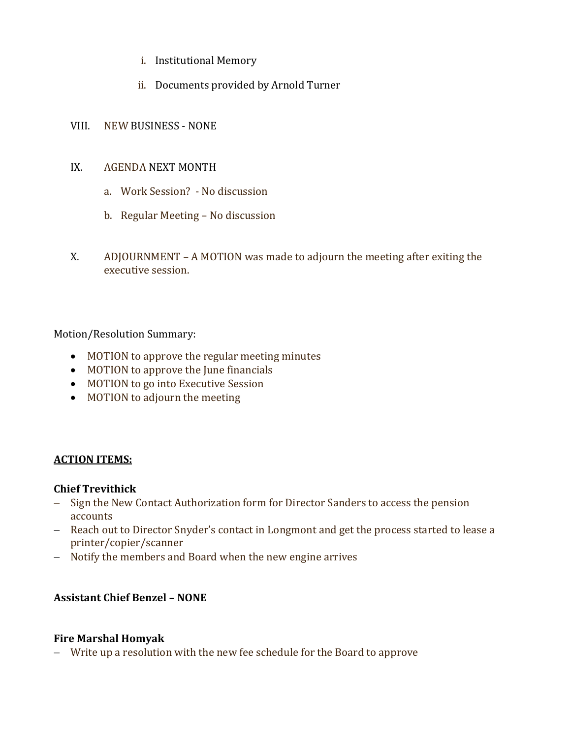i. Institutional Memory

   ii. Documents provided by Arnold Turner

VIII. NEW BUSINESS - NONE

IX. AGENDA NEXT MONTH

   a. Work Session? - No discussion

   b. Regular Meeting – No discussion

X. ADJOURNMENT – A MOTION was made to adjourn the meeting after exiting the executive session.

Motion/Resolution Summary:

- MOTION to approve the regular meeting minutes
- MOTION to approve the June financials
- MOTION to go into Executive Session
- MOTION to adjourn the meeting

**ACTION ITEMS:**

**Chief Trevithick**

- Sign the New Contact Authorization form for Director Sanders to access the pension accounts
- Reach out to Director Snyder's contact in Longmont and get the process started to lease a printer/copier/scanner
- Notify the members and Board when the new engine arrives

**Assistant Chief Benzel – NONE**

**Fire Marshal Homyak**

- Write up a resolution with the new fee schedule for the Board to approve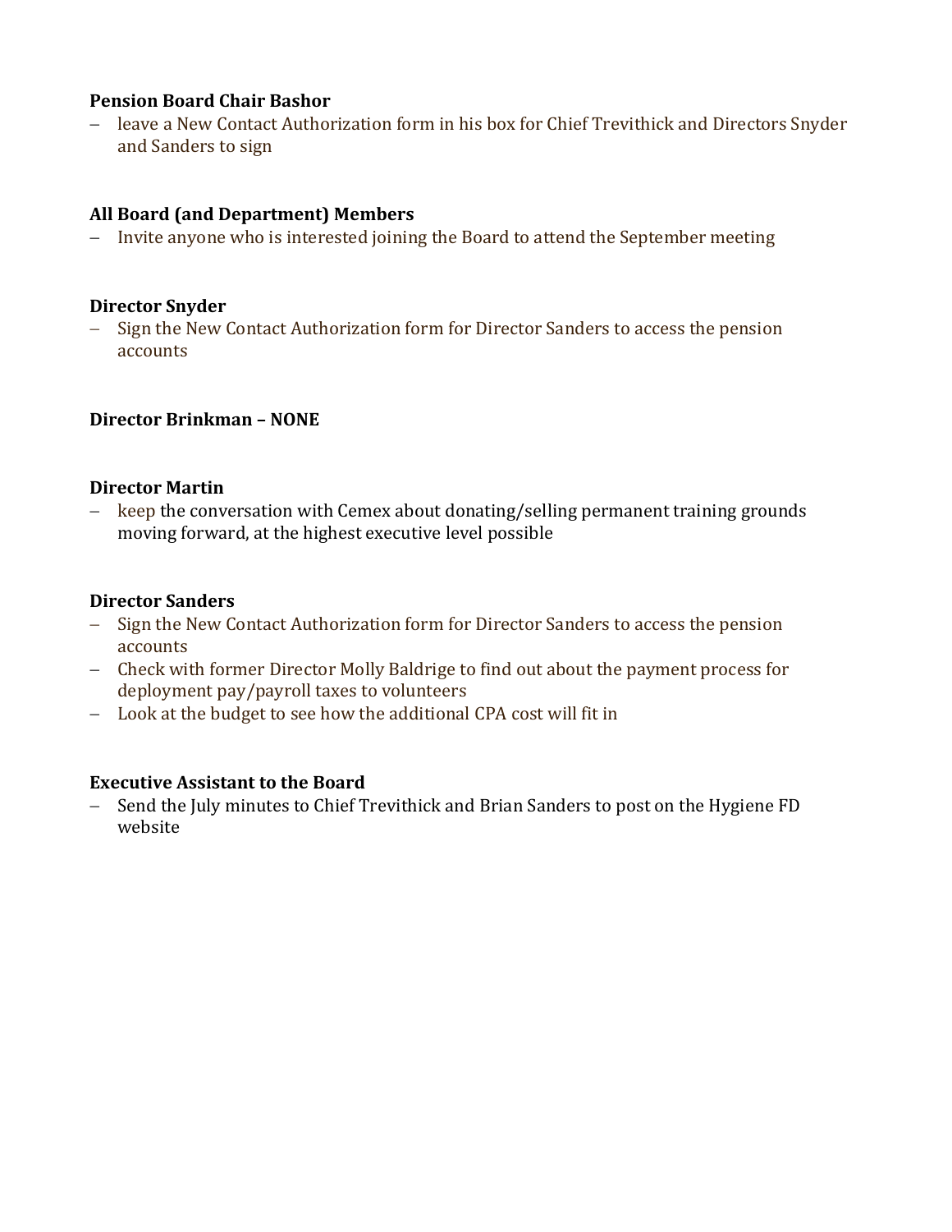**Pension Board Chair Bashor**

- leave a New Contact Authorization form in his box for Chief Trevithick and Directors Snyder and Sanders to sign

**All Board (and Department) Members**

- Invite anyone who is interested joining the Board to attend the September meeting

**Director Snyder**

- Sign the New Contact Authorization form for Director Sanders to access the pension accounts

**Director Brinkman – NONE**

**Director Martin**

- keep the conversation with Cemex about donating/selling permanent training grounds moving forward, at the highest executive level possible

**Director Sanders**

- Sign the New Contact Authorization form for Director Sanders to access the pension accounts
- Check with former Director Molly Baldrige to find out about the payment process for deployment pay/payroll taxes to volunteers
- Look at the budget to see how the additional CPA cost will fit in

**Executive Assistant to the Board**

- Send the July minutes to Chief Trevithick and Brian Sanders to post on the Hygiene FD website